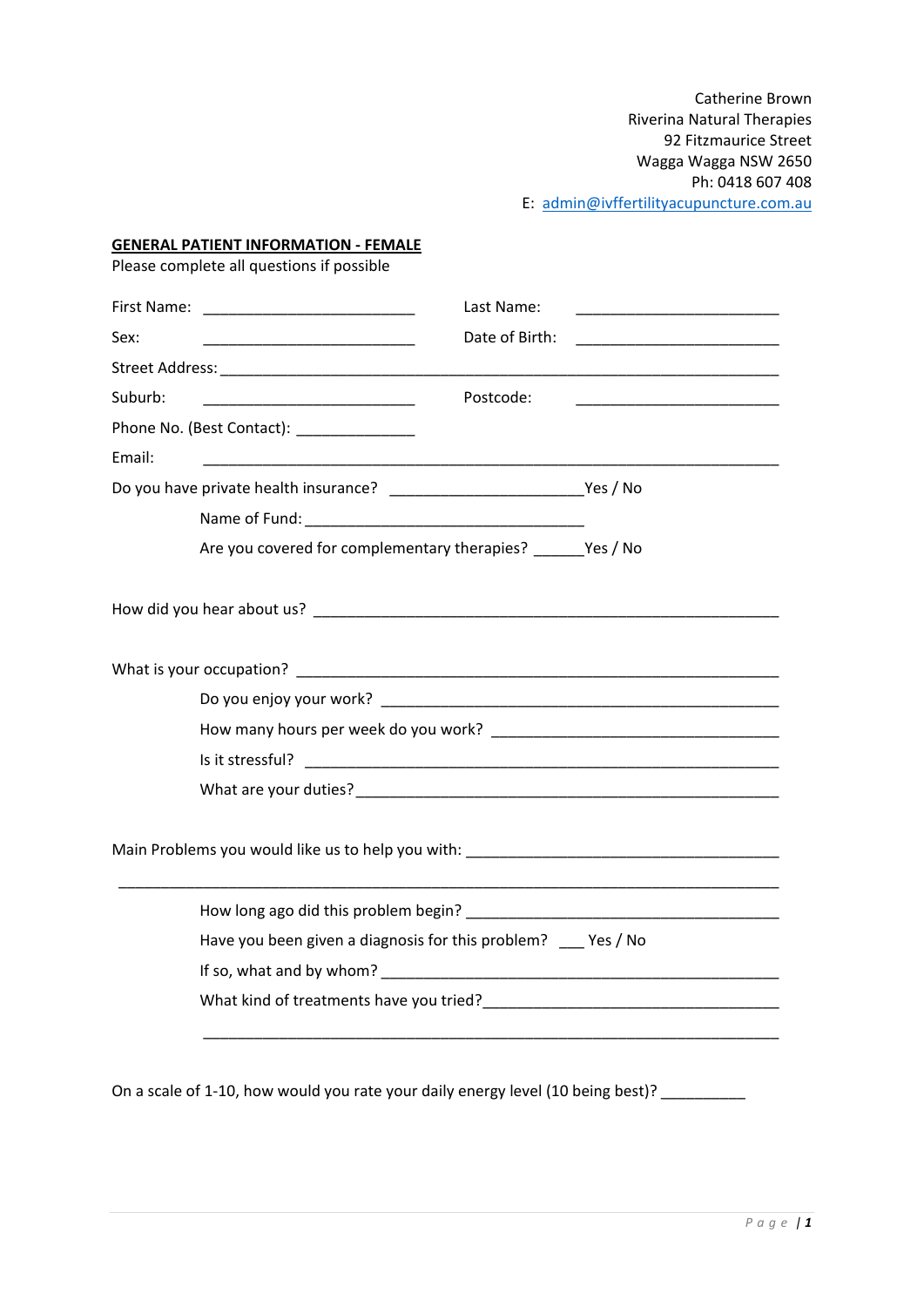Catherine Brown
Riverina Natural Therapies
92 Fitzmaurice Street
Wagga Wagga NSW 2650
Ph: 0418 607 408
E: admin@ivffertilityacupuncture.com.au

**GENERAL PATIENT INFORMATION - FEMALE**

Please complete all questions if possible

First Name: __________________________ Last Name: _________________________

Sex: __________________________ Date of Birth: _________________________

Street Address: ____________________________________________________________________

Suburb: __________________________ Postcode: _________________________

Phone No. (Best Contact): ______________

Email: ____________________________________________________________________

Do you have private health insurance? ________________________Yes / No

Name of Fund: ___________________________________

Are you covered for complementary therapies? ______Yes / No

How did you hear about us? _________________________________________________________

What is your occupation? ___________________________________________________________

Do you enjoy your work? ___________________________________________________

How many hours per week do you work? ____________________________________

Is it stressful? ____________________________________________________________

What are your duties? ______________________________________________________

Main Problems you would like us to help you with: ______________________________________

_____________________________________________________________________________

How long ago did this problem begin? _______________________________________

Have you been given a diagnosis for this problem? ___ Yes / No

If so, what and by whom? __________________________________________________

What kind of treatments have you tried? _____________________________________

_____________________________________________________________________

On a scale of 1-10, how would you rate your daily energy level (10 being best)? __________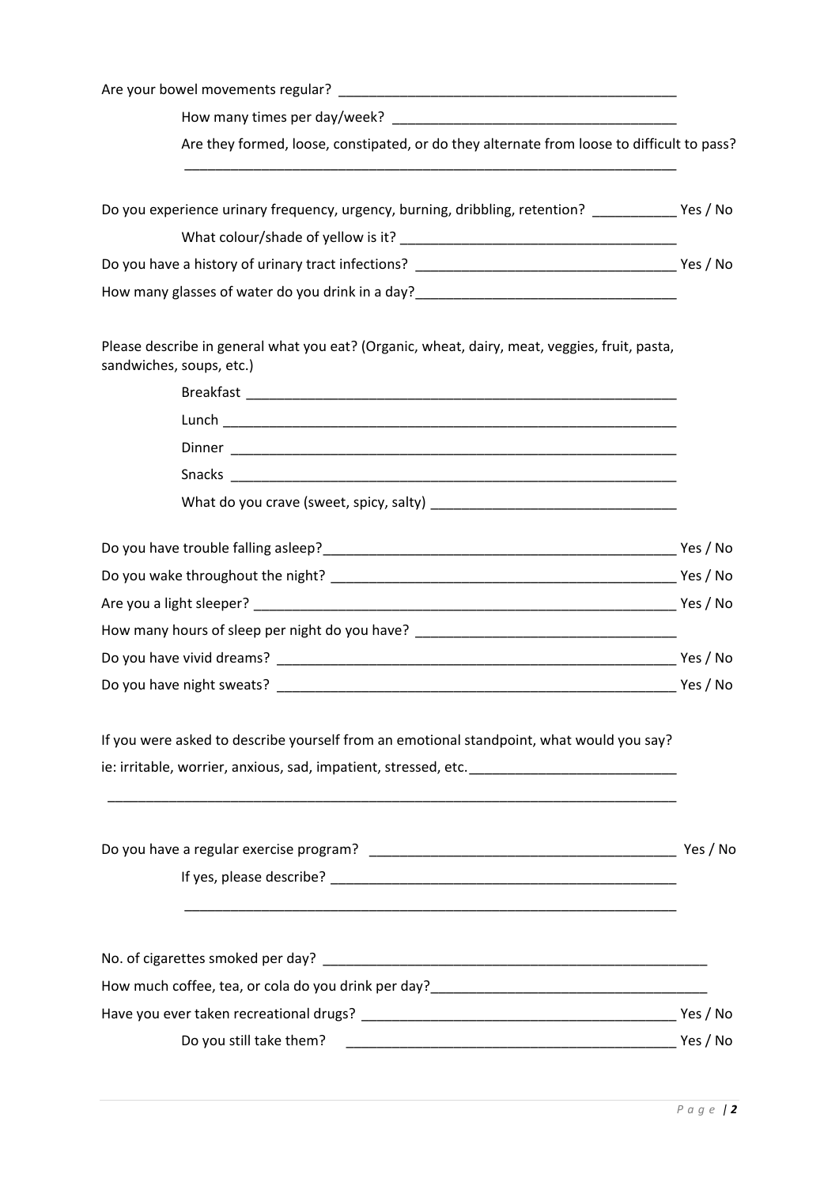Are your bowel movements regular? ____________________________________________

How many times per day/week? _____________________________________

Are they formed, loose, constipated, or do they alternate from loose to difficult to pass?

_________________________________________________________________

Do you experience urinary frequency, urgency, burning, dribbling, retention? ___________ Yes / No

What colour/shade of yellow is it? ___________________________________

Do you have a history of urinary tract infections? _________________________________ Yes / No

How many glasses of water do you drink in a day?_________________________________

Please describe in general what you eat? (Organic, wheat, dairy, meat, veggies, fruit, pasta, sandwiches, soups, etc.)

Breakfast ________________________________________________________

Lunch ___________________________________________________________

Dinner __________________________________________________________

Snacks __________________________________________________________

What do you crave (sweet, spicy, salty) ________________________________

Do you have trouble falling asleep?______________________________________________ Yes / No

Do you wake throughout the night? _____________________________________________ Yes / No

Are you a light sleeper? ______________________________________________________ Yes / No

How many hours of sleep per night do you have? _________________________________

Do you have vivid dreams? ___________________________________________________ Yes / No

Do you have night sweats? ___________________________________________________ Yes / No

If you were asked to describe yourself from an emotional standpoint, what would you say?

ie: irritable, worrier, anxious, sad, impatient, stressed, etc.__________________________

___________________________________________________________________________

Do you have a regular exercise program? _______________________________________ Yes / No

If yes, please describe? _____________________________________________

_________________________________________________________________

No. of cigarettes smoked per day? __________________________________________________

How much coffee, tea, or cola do you drink per day?___________________________________

Have you ever taken recreational drugs? _______________________________________ Yes / No

Do you still take them? _________________________________________ Yes / No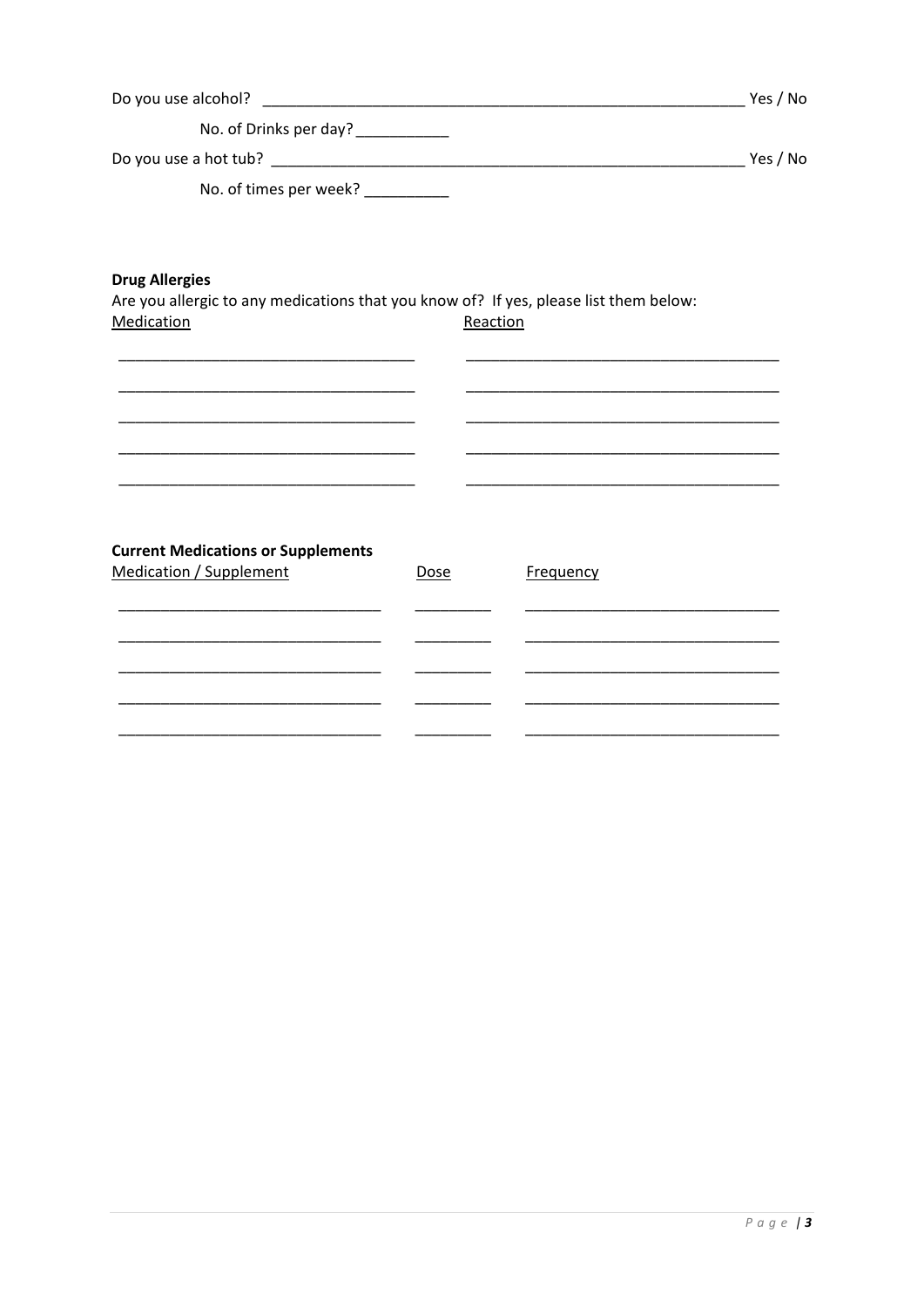Do you use alcohol? ________________________________________________________ Yes / No

No. of Drinks per day? ___________

Do you use a hot tub? ______________________________________________________ Yes / No

No. of times per week? __________

**Drug Allergies**

Are you allergic to any medications that you know of? If yes, please list them below:

| Medication | Reaction |
| --- | --- |
| ___________________________________ | _____________________________________ |
| ___________________________________ | _____________________________________ |
| ___________________________________ | _____________________________________ |
| ___________________________________ | _____________________________________ |
| ___________________________________ | _____________________________________ |

**Current Medications or Supplements**

| Medication / Supplement | Dose | Frequency |
| --- | --- | --- |
| _______________________________ | _________ | ______________________________ |
| _______________________________ | _________ | ______________________________ |
| _______________________________ | _________ | ______________________________ |
| _______________________________ | _________ | ______________________________ |
| _______________________________ | _________ | ______________________________ |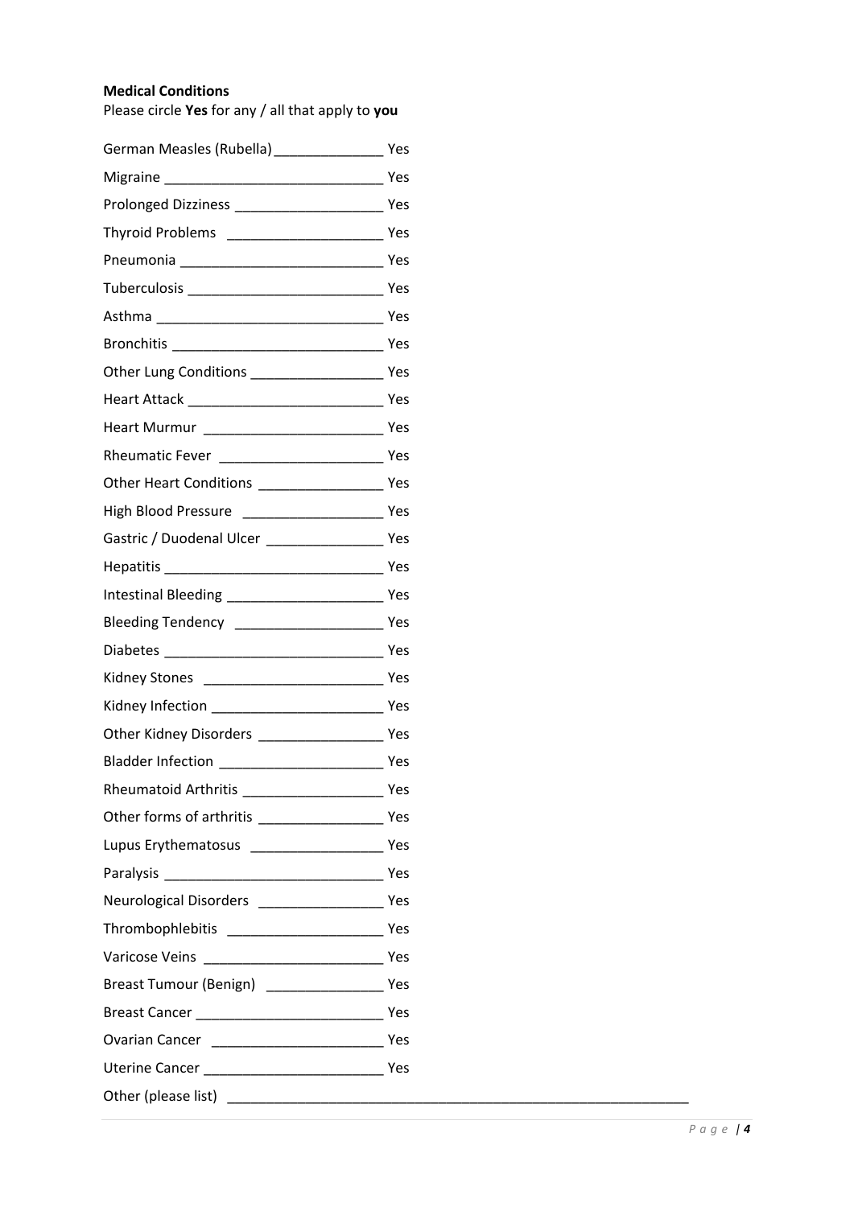**Medical Conditions**

Please circle **Yes** for any / all that apply to **you**

German Measles (Rubella) ______________ Yes

Migraine ____________________________ Yes

Prolonged Dizziness ___________________ Yes

Thyroid Problems ____________________ Yes

Pneumonia __________________________ Yes

Tuberculosis _________________________ Yes

Asthma _____________________________ Yes

Bronchitis ___________________________ Yes

Other Lung Conditions _________________ Yes

Heart Attack _________________________ Yes

Heart Murmur _______________________ Yes

Rheumatic Fever _____________________ Yes

Other Heart Conditions ________________ Yes

High Blood Pressure __________________ Yes

Gastric / Duodenal Ulcer _______________ Yes

Hepatitis ____________________________ Yes

Intestinal Bleeding ____________________ Yes

Bleeding Tendency ___________________ Yes

Diabetes ____________________________ Yes

Kidney Stones _______________________ Yes

Kidney Infection ______________________ Yes

Other Kidney Disorders ________________ Yes

Bladder Infection _____________________ Yes

Rheumatoid Arthritis __________________ Yes

Other forms of arthritis ________________ Yes

Lupus Erythematosus _________________ Yes

Paralysis ____________________________ Yes

Neurological Disorders ________________ Yes

Thrombophlebitis ____________________ Yes

Varicose Veins _______________________ Yes

Breast Tumour (Benign) _______________ Yes

Breast Cancer ________________________ Yes

Ovarian Cancer ______________________ Yes

Uterine Cancer _______________________ Yes

Other (please list) ______________________________________________________________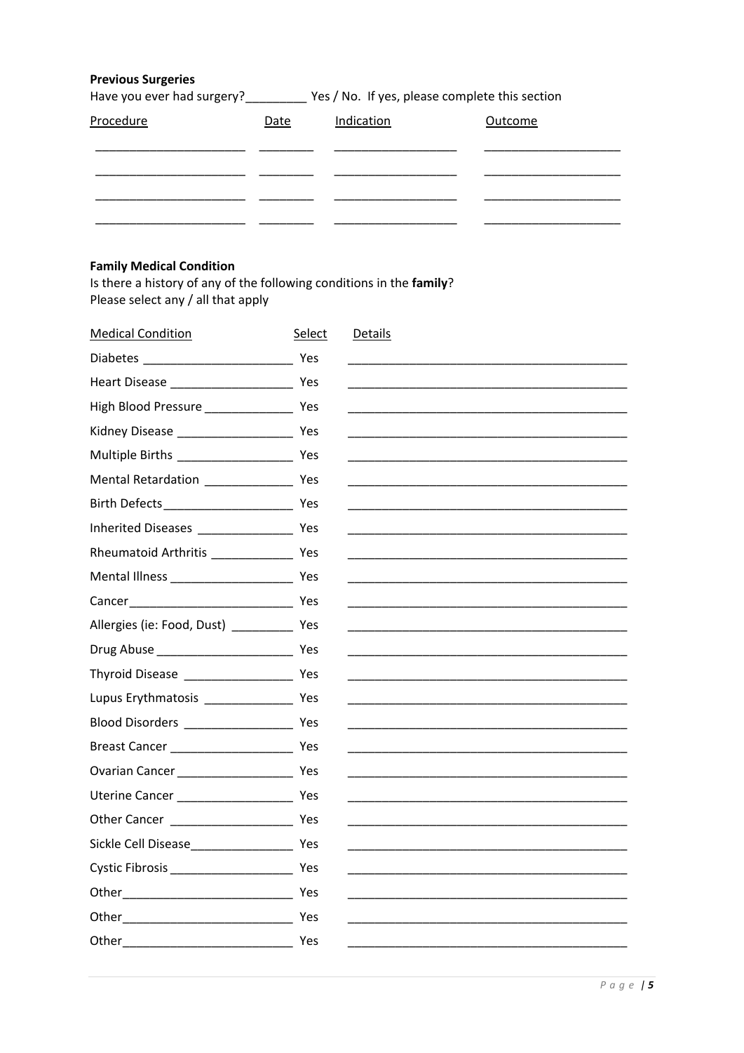**Previous Surgeries**

Have you ever had surgery?_________ Yes / No. If yes, please complete this section

| Procedure | Date | Indication | Outcome |
|---|---|---|---|
| | | | |
| | | | |
| | | | |
| | | | |

**Family Medical Condition**

Is there a history of any of the following conditions in the **family**?
Please select any / all that apply

| Medical Condition | Select | Details |
|---|---|---|
| Diabetes | Yes | |
| Heart Disease | Yes | |
| High Blood Pressure | Yes | |
| Kidney Disease | Yes | |
| Multiple Births | Yes | |
| Mental Retardation | Yes | |
| Birth Defects | Yes | |
| Inherited Diseases | Yes | |
| Rheumatoid Arthritis | Yes | |
| Mental Illness | Yes | |
| Cancer | Yes | |
| Allergies (ie: Food, Dust) | Yes | |
| Drug Abuse | Yes | |
| Thyroid Disease | Yes | |
| Lupus Erythmatosis | Yes | |
| Blood Disorders | Yes | |
| Breast Cancer | Yes | |
| Ovarian Cancer | Yes | |
| Uterine Cancer | Yes | |
| Other Cancer | Yes | |
| Sickle Cell Disease | Yes | |
| Cystic Fibrosis | Yes | |
| Other | Yes | |
| Other | Yes | |
| Other | Yes | |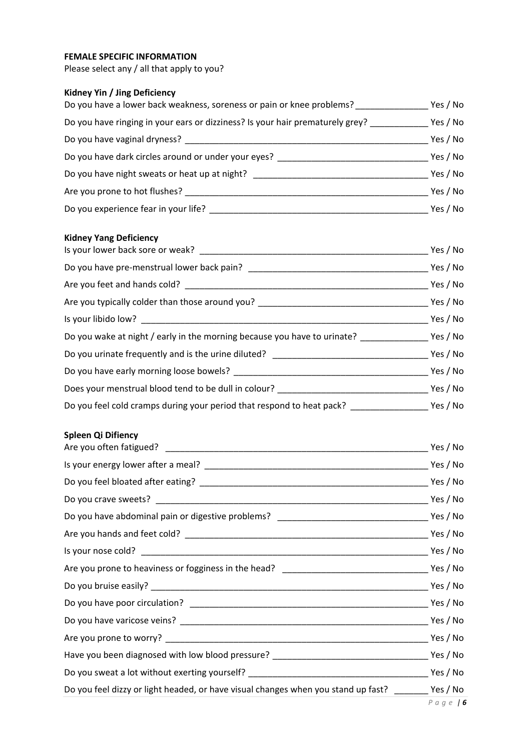**FEMALE SPECIFIC INFORMATION**

Please select any / all that apply to you?

**Kidney Yin / Jing Deficiency**

Do you have a lower back weakness, soreness or pain or knee problems? _______________ Yes / No

Do you have ringing in your ears or dizziness? Is your hair prematurely grey? ____________ Yes / No

Do you have vaginal dryness? ____________________________________________________ Yes / No

Do you have dark circles around or under your eyes? ______________________________ Yes / No

Do you have night sweats or heat up at night? ___________________________________ Yes / No

Are you prone to hot flushes? ____________________________________________________ Yes / No

Do you experience fear in your life? ______________________________________________ Yes / No

**Kidney Yang Deficiency**

Is your lower back sore or weak? _________________________________________________ Yes / No

Do you have pre-menstrual lower back pain? ______________________________________ Yes / No

Are you feet and hands cold? _____________________________________________________ Yes / No

Are you typically colder than those around you? ___________________________________ Yes / No

Is your libido low? ______________________________________________________________ Yes / No

Do you wake at night / early in the morning because you have to urinate? ______________ Yes / No

Do you urinate frequently and is the urine diluted? _______________________________ Yes / No

Do you have early morning loose bowels? _________________________________________ Yes / No

Does your menstrual blood tend to be dull in colour? ______________________________ Yes / No

Do you feel cold cramps during your period that respond to heat pack? ________________ Yes / No

**Spleen Qi Difiency**

Are you often fatigued? _________________________________________________________ Yes / No

Is your energy lower after a meal? _______________________________________________ Yes / No

Do you feel bloated after eating? ________________________________________________ Yes / No

Do you crave sweets? ____________________________________________________________ Yes / No

Do you have abdominal pain or digestive problems? ______________________________ Yes / No

Are you hands and feet cold? _____________________________________________________ Yes / No

Is your nose cold? _______________________________________________________________ Yes / No

Are you prone to heaviness or fogginess in the head? _____________________________ Yes / No

Do you bruise easily? ____________________________________________________________ Yes / No

Do you have poor circulation? ____________________________________________________ Yes / No

Do you have varicose veins? ______________________________________________________ Yes / No

Are you prone to worry? _________________________________________________________ Yes / No

Have you been diagnosed with low blood pressure? ________________________________ Yes / No

Do you sweat a lot without exerting yourself? _____________________________________ Yes / No

Do you feel dizzy or light headed, or have visual changes when you stand up fast? _______ Yes / No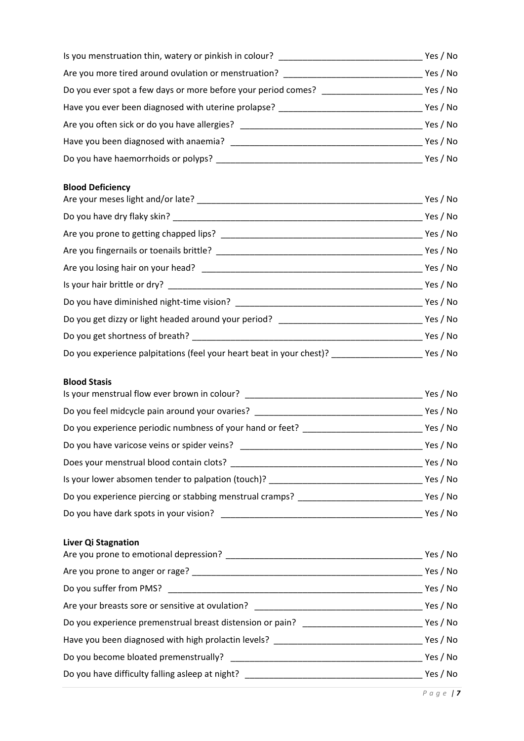Is you menstruation thin, watery or pinkish in colour? ______________________________ Yes / No

Are you more tired around ovulation or menstruation? ______________________________ Yes / No

Do you ever spot a few days or more before your period comes? _____________________ Yes / No

Have you ever been diagnosed with uterine prolapse? ______________________________ Yes / No

Are you often sick or do you have allergies? ______________________________________ Yes / No

Have you been diagnosed with anaemia? _________________________________________ Yes / No

Do you have haemorrhoids or polyps? ___________________________________________ Yes / No

**Blood Deficiency**

Are your meses light and/or late? _______________________________________________ Yes / No

Do you have dry flaky skin? ____________________________________________________ Yes / No

Are you prone to getting chapped lips? ___________________________________________ Yes / No

Are you fingernails or toenails brittle? ___________________________________________ Yes / No

Are you losing hair on your head? _______________________________________________ Yes / No

Is your hair brittle or dry? ______________________________________________________ Yes / No

Do you have diminished night-time vision? ________________________________________ Yes / No

Do you get dizzy or light headed around your period? ______________________________ Yes / No

Do you get shortness of breath? _________________________________________________ Yes / No

Do you experience palpitations (feel your heart beat in your chest)? ___________________ Yes / No

**Blood Stasis**

Is your menstrual flow ever brown in colour? _____________________________________ Yes / No

Do you feel midcycle pain around your ovaries? ___________________________________ Yes / No

Do you experience periodic numbness of your hand or feet? _________________________ Yes / No

Do you have varicose veins or spider veins? ______________________________________ Yes / No

Does your menstrual blood contain clots? ________________________________________ Yes / No

Is your lower absomen tender to palpation (touch)? ________________________________ Yes / No

Do you experience piercing or stabbing menstrual cramps? __________________________ Yes / No

Do you have dark spots in your vision? ___________________________________________ Yes / No

**Liver Qi Stagnation**

Are you prone to emotional depression? __________________________________________ Yes / No

Are you prone to anger or rage? _________________________________________________ Yes / No

Do you suffer from PMS? ______________________________________________________ Yes / No

Are your breasts sore or sensitive at ovulation? ___________________________________ Yes / No

Do you experience premenstrual breast distension or pain? __________________________ Yes / No

Have you been diagnosed with high prolactin levels? ______________________________ Yes / No

Do you become bloated premenstrually? __________________________________________ Yes / No

Do you have difficulty falling asleep at night? _____________________________________ Yes / No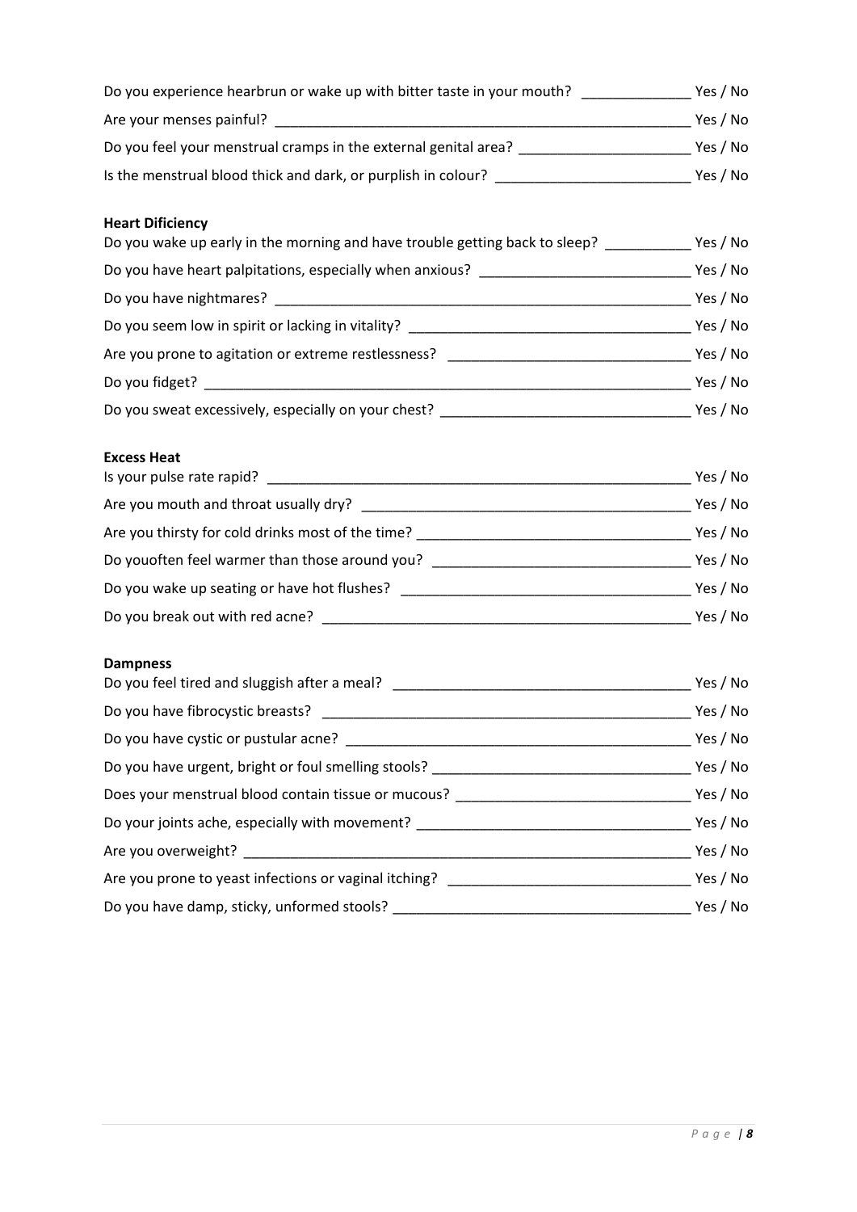Do you experience hearbrun or wake up with bitter taste in your mouth? ______________ Yes / No

Are your menses painful? ______________________________________________________ Yes / No

Do you feel your menstrual cramps in the external genital area? ______________________ Yes / No

Is the menstrual blood thick and dark, or purplish in colour? _________________________ Yes / No

**Heart Dificiency**

Do you wake up early in the morning and have trouble getting back to sleep? ___________ Yes / No

Do you have heart palpitations, especially when anxious? ___________________________ Yes / No

Do you have nightmares? _______________________________________________________ Yes / No

Do you seem low in spirit or lacking in vitality? ___________________________________ Yes / No

Are you prone to agitation or extreme restlessness? _______________________________ Yes / No

Do you fidget? _________________________________________________________________ Yes / No

Do you sweat excessively, especially on your chest? _______________________________ Yes / No

**Excess Heat**

Is your pulse rate rapid? _______________________________________________________ Yes / No

Are you mouth and throat usually dry? ___________________________________________ Yes / No

Are you thirsty for cold drinks most of the time? __________________________________ Yes / No

Do youoften feel warmer than those around you? _________________________________ Yes / No

Do you wake up seating or have hot flushes? ____________________________________ Yes / No

Do you break out with red acne? _______________________________________________ Yes / No

**Dampness**

Do you feel tired and sluggish after a meal? _____________________________________ Yes / No

Do you have fibrocystic breasts? ________________________________________________ Yes / No

Do you have cystic or pustular acne? ___________________________________________ Yes / No

Do you have urgent, bright or foul smelling stools? _________________________________ Yes / No

Does your menstrual blood contain tissue or mucous? _____________________________ Yes / No

Do your joints ache, especially with movement? __________________________________ Yes / No

Are you overweight? ___________________________________________________________ Yes / No

Are you prone to yeast infections or vaginal itching? ______________________________ Yes / No

Do you have damp, sticky, unformed stools? _____________________________________ Yes / No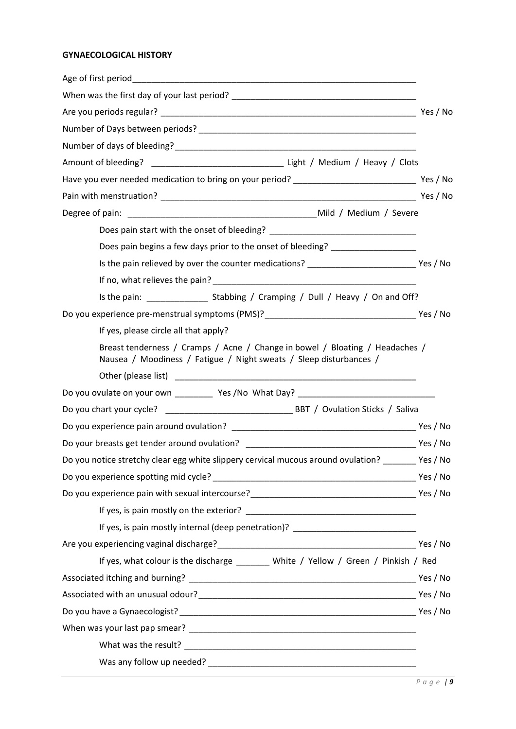**GYNAECOLOGICAL HISTORY**

Age of first period\_\_\_\_\_\_\_\_\_\_\_\_\_\_\_\_\_\_\_\_\_\_\_\_\_\_\_\_\_\_\_\_\_\_\_\_\_\_\_\_\_\_\_\_\_\_\_\_\_\_\_\_\_\_\_\_\_\_\_\_

When was the first day of your last period? \_\_\_\_\_\_\_\_\_\_\_\_\_\_\_\_\_\_\_\_\_\_\_\_\_\_\_\_\_\_\_\_\_\_\_\_\_\_

Are you periods regular? \_\_\_\_\_\_\_\_\_\_\_\_\_\_\_\_\_\_\_\_\_\_\_\_\_\_\_\_\_\_\_\_\_\_\_\_\_\_\_\_\_\_\_\_\_\_\_\_\_\_\_\_\_\_ Yes / No

Number of Days between periods? \_\_\_\_\_\_\_\_\_\_\_\_\_\_\_\_\_\_\_\_\_\_\_\_\_\_\_\_\_\_\_\_\_\_\_\_\_\_\_\_\_\_\_\_\_\_

Number of days of bleeding? \_\_\_\_\_\_\_\_\_\_\_\_\_\_\_\_\_\_\_\_\_\_\_\_\_\_\_\_\_\_\_\_\_\_\_\_\_\_\_\_\_\_\_\_\_\_\_\_\_\_\_

Amount of bleeding? \_\_\_\_\_\_\_\_\_\_\_\_\_\_\_\_\_\_\_\_\_\_\_\_\_\_\_\_ Light / Medium / Heavy / Clots

Have you ever needed medication to bring on your period? \_\_\_\_\_\_\_\_\_\_\_\_\_\_\_\_\_\_\_\_\_\_\_\_\_\_ Yes / No

Pain with menstruation? \_\_\_\_\_\_\_\_\_\_\_\_\_\_\_\_\_\_\_\_\_\_\_\_\_\_\_\_\_\_\_\_\_\_\_\_\_\_\_\_\_\_\_\_\_\_\_\_\_\_\_\_\_\_ Yes / No

Degree of pain: \_\_\_\_\_\_\_\_\_\_\_\_\_\_\_\_\_\_\_\_\_\_\_\_\_\_\_\_\_\_\_\_\_\_\_\_\_\_\_\_\_Mild / Medium / Severe

> Does pain start with the onset of bleeding? \_\_\_\_\_\_\_\_\_\_\_\_\_\_\_\_\_\_\_\_\_\_\_\_\_\_\_\_\_\_\_\_
>
> Does pain begins a few days prior to the onset of bleeding? \_\_\_\_\_\_\_\_\_\_\_\_\_\_\_\_\_\_
>
> Is the pain relieved by over the counter medications? \_\_\_\_\_\_\_\_\_\_\_\_\_\_\_\_\_\_\_\_\_\_\_ Yes / No
>
> If no, what relieves the pain? \_\_\_\_\_\_\_\_\_\_\_\_\_\_\_\_\_\_\_\_\_\_\_\_\_\_\_\_\_\_\_\_\_\_\_\_\_\_\_\_\_\_\_\_
>
> Is the pain: \_\_\_\_\_\_\_\_\_\_\_\_\_ Stabbing / Cramping / Dull / Heavy / On and Off?

Do you experience pre-menstrual symptoms (PMS)? \_\_\_\_\_\_\_\_\_\_\_\_\_\_\_\_\_\_\_\_\_\_\_\_\_\_\_\_\_\_\_\_ Yes / No

> If yes, please circle all that apply?
>
> Breast tenderness / Cramps / Acne / Change in bowel / Bloating / Headaches / Nausea / Moodiness / Fatigue / Night sweats / Sleep disturbances /
>
> Other (please list) \_\_\_\_\_\_\_\_\_\_\_\_\_\_\_\_\_\_\_\_\_\_\_\_\_\_\_\_\_\_\_\_\_\_\_\_\_\_\_\_\_\_\_\_\_\_\_\_\_\_\_\_

Do you ovulate on your own \_\_\_\_\_\_\_\_ Yes /No What Day? \_\_\_\_\_\_\_\_\_\_\_\_\_\_\_\_\_\_\_\_\_\_\_\_\_\_\_\_\_

Do you chart your cycle? \_\_\_\_\_\_\_\_\_\_\_\_\_\_\_\_\_\_\_\_\_\_\_\_\_\_\_ BBT / Ovulation Sticks / Saliva

Do you experience pain around ovulation? \_\_\_\_\_\_\_\_\_\_\_\_\_\_\_\_\_\_\_\_\_\_\_\_\_\_\_\_\_\_\_\_\_\_\_\_\_\_\_ Yes / No

Do your breasts get tender around ovulation? \_\_\_\_\_\_\_\_\_\_\_\_\_\_\_\_\_\_\_\_\_\_\_\_\_\_\_\_\_\_\_\_\_\_\_\_ Yes / No

Do you notice stretchy clear egg white slippery cervical mucous around ovulation? \_\_\_\_\_\_\_ Yes / No

Do you experience spotting mid cycle? \_\_\_\_\_\_\_\_\_\_\_\_\_\_\_\_\_\_\_\_\_\_\_\_\_\_\_\_\_\_\_\_\_\_\_\_\_\_\_\_\_\_\_ Yes / No

Do you experience pain with sexual intercourse? \_\_\_\_\_\_\_\_\_\_\_\_\_\_\_\_\_\_\_\_\_\_\_\_\_\_\_\_\_\_\_\_\_\_\_ Yes / No

> If yes, is pain mostly on the exterior? \_\_\_\_\_\_\_\_\_\_\_\_\_\_\_\_\_\_\_\_\_\_\_\_\_\_\_\_\_\_\_\_\_\_\_\_\_
>
> If yes, is pain mostly internal (deep penetration)? \_\_\_\_\_\_\_\_\_\_\_\_\_\_\_\_\_\_\_\_\_\_\_\_\_\_

Are you experiencing vaginal discharge? \_\_\_\_\_\_\_\_\_\_\_\_\_\_\_\_\_\_\_\_\_\_\_\_\_\_\_\_\_\_\_\_\_\_\_\_\_\_\_\_\_ Yes / No

> If yes, what colour is the discharge \_\_\_\_\_\_\_ White / Yellow / Green / Pinkish / Red

Associated itching and burning? \_\_\_\_\_\_\_\_\_\_\_\_\_\_\_\_\_\_\_\_\_\_\_\_\_\_\_\_\_\_\_\_\_\_\_\_\_\_\_\_\_\_\_\_\_\_\_\_ Yes / No

Associated with an unusual odour? \_\_\_\_\_\_\_\_\_\_\_\_\_\_\_\_\_\_\_\_\_\_\_\_\_\_\_\_\_\_\_\_\_\_\_\_\_\_\_\_\_\_\_\_\_ Yes / No

Do you have a Gynaecologist? \_\_\_\_\_\_\_\_\_\_\_\_\_\_\_\_\_\_\_\_\_\_\_\_\_\_\_\_\_\_\_\_\_\_\_\_\_\_\_\_\_\_\_\_\_\_\_\_\_ Yes / No

When was your last pap smear? \_\_\_\_\_\_\_\_\_\_\_\_\_\_\_\_\_\_\_\_\_\_\_\_\_\_\_\_\_\_\_\_\_\_\_\_\_\_\_\_\_\_\_\_\_\_\_\_

> What was the result? \_\_\_\_\_\_\_\_\_\_\_\_\_\_\_\_\_\_\_\_\_\_\_\_\_\_\_\_\_\_\_\_\_\_\_\_\_\_\_\_\_\_\_\_\_\_\_\_\_\_
>
> Was any follow up needed? \_\_\_\_\_\_\_\_\_\_\_\_\_\_\_\_\_\_\_\_\_\_\_\_\_\_\_\_\_\_\_\_\_\_\_\_\_\_\_\_\_\_\_\_\_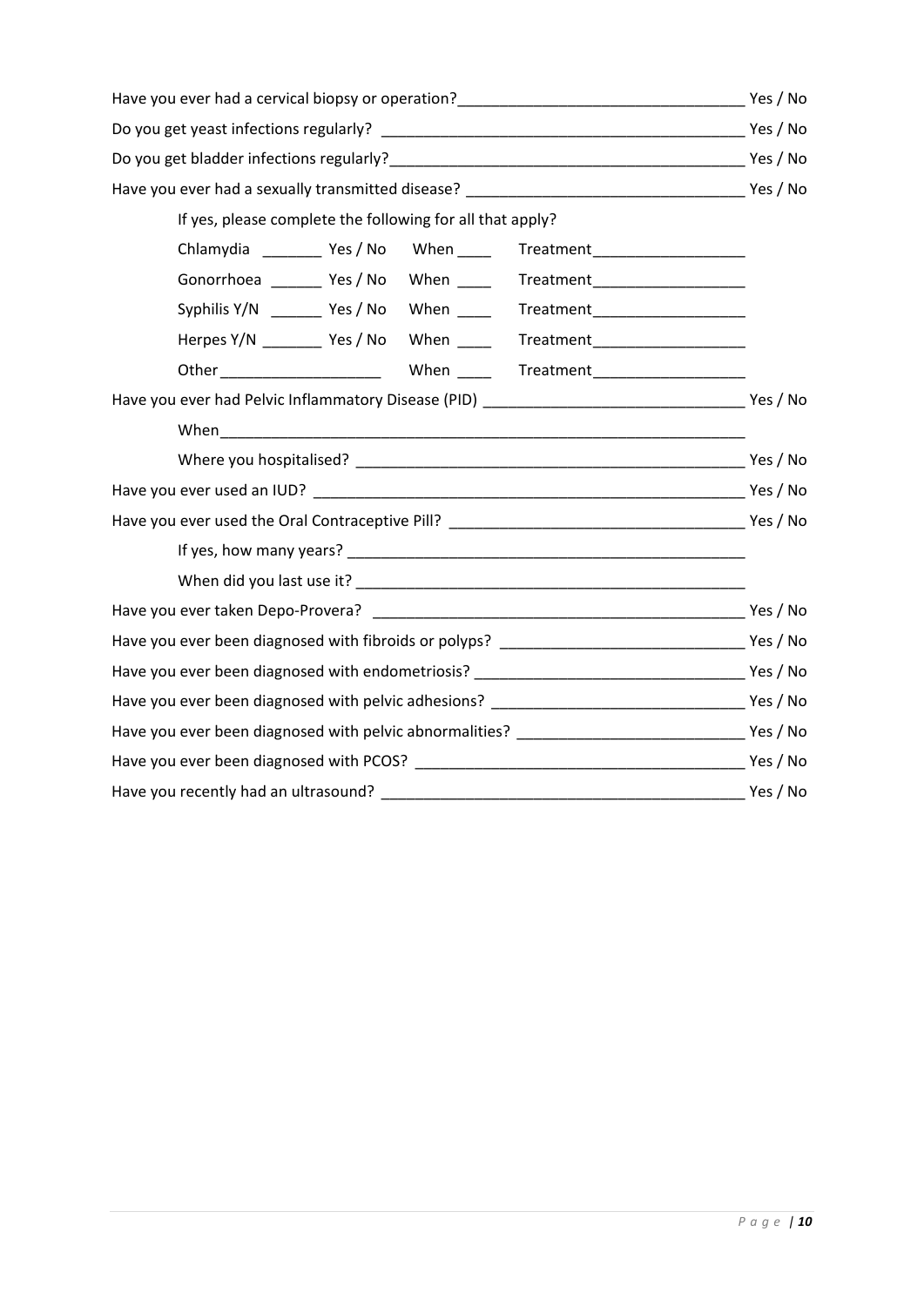Have you ever had a cervical biopsy or operation?_________________________________ Yes / No

Do you get yeast infections regularly? ___________________________________________ Yes / No

Do you get bladder infections regularly?__________________________________________ Yes / No

Have you ever had a sexually transmitted disease? _________________________________ Yes / No

If yes, please complete the following for all that apply?

Chlamydia _______ Yes / No When ____ Treatment_________________

Gonorrhoea ______ Yes / No When ____ Treatment_________________

Syphilis Y/N ______ Yes / No When ____ Treatment_________________

Herpes Y/N _______ Yes / No When ____ Treatment_________________

Other___________________ When ____ Treatment_________________

Have you ever had Pelvic Inflammatory Disease (PID) ______________________________ Yes / No

When_______________________________________________________________

Where you hospitalised? ______________________________________________ Yes / No

Have you ever used an IUD? ___________________________________________________ Yes / No

Have you ever used the Oral Contraceptive Pill? __________________________________ Yes / No

If yes, how many years? _______________________________________________

When did you last use it? ______________________________________________

Have you ever taken Depo-Provera? ___________________________________________ Yes / No

Have you ever been diagnosed with fibroids or polyps? ____________________________ Yes / No

Have you ever been diagnosed with endometriosis? _______________________________ Yes / No

Have you ever been diagnosed with pelvic adhesions? _____________________________ Yes / No

Have you ever been diagnosed with pelvic abnormalities? __________________________ Yes / No

Have you ever been diagnosed with PCOS? ______________________________________ Yes / No

Have you recently had an ultrasound? __________________________________________ Yes / No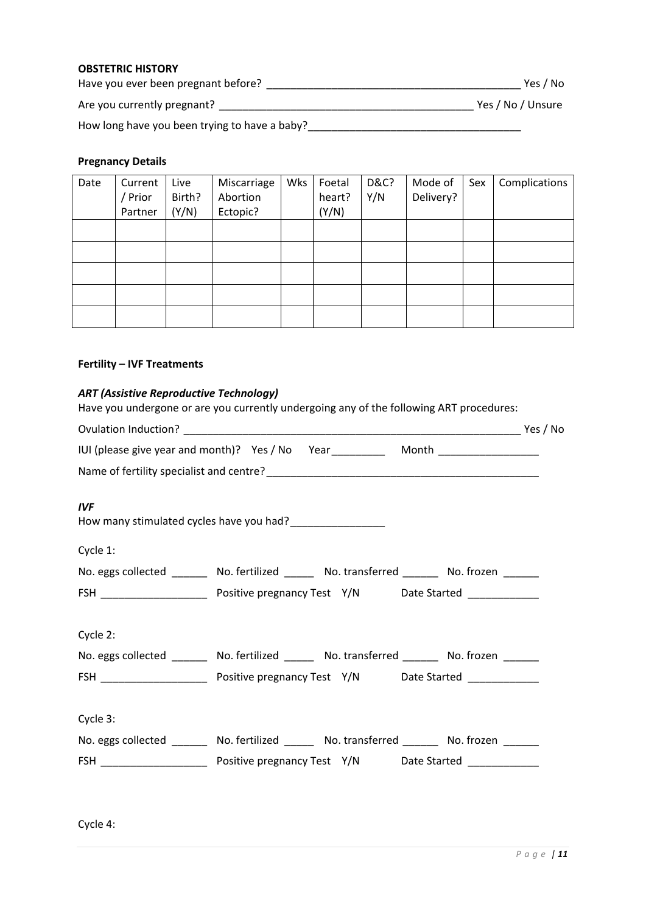**OBSTETRIC HISTORY**

Have you ever been pregnant before? ___________________________________________ Yes / No

Are you currently pregnant? ___________________________________________ Yes / No / Unsure

How long have you been trying to have a baby?____________________________________

**Pregnancy Details**

| Date | Current / Prior Partner | Live Birth? (Y/N) | Miscarriage Abortion Ectopic? | Wks | Foetal heart? (Y/N) | D&C? Y/N | Mode of Delivery? | Sex | Complications |
|---|---|---|---|---|---|---|---|---|---|
| | | | | | | | | | |
| | | | | | | | | | |
| | | | | | | | | | |
| | | | | | | | | | |
| | | | | | | | | | |

**Fertility – IVF Treatments**

***ART (Assistive Reproductive Technology)***

Have you undergone or are you currently undergoing any of the following ART procedures:

Ovulation Induction? _________________________________________________________ Yes / No

IUI (please give year and month)? Yes / No Year_________ Month _________________

Name of fertility specialist and centre?_______________________________________________

***IVF***

How many stimulated cycles have you had?________________

Cycle 1:

No. eggs collected ______ No. fertilized _____ No. transferred ______ No. frozen ______

FSH __________________ Positive pregnancy Test Y/N Date Started ____________

Cycle 2:

No. eggs collected ______ No. fertilized _____ No. transferred ______ No. frozen ______

FSH __________________ Positive pregnancy Test Y/N Date Started ____________

Cycle 3:

No. eggs collected ______ No. fertilized _____ No. transferred ______ No. frozen ______

FSH __________________ Positive pregnancy Test Y/N Date Started ____________

Cycle 4: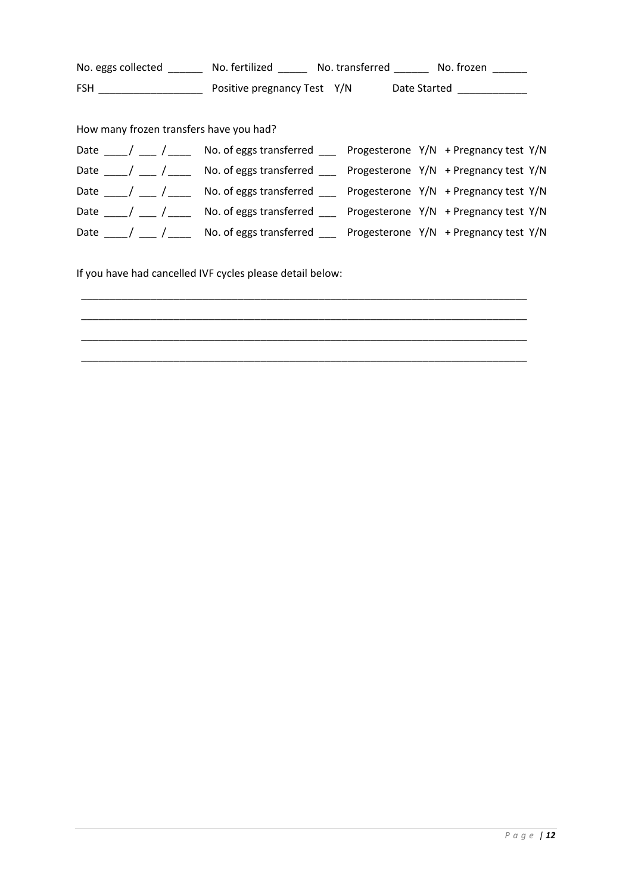No. eggs collected ______ No. fertilized _____ No. transferred ______ No. frozen ______

FSH _________________ Positive pregnancy Test Y/N Date Started ___________

How many frozen transfers have you had?

Date ____/ ___ /____ No. of eggs transferred ___ Progesterone Y/N + Pregnancy test Y/N

Date ____/ ___ /____ No. of eggs transferred ___ Progesterone Y/N + Pregnancy test Y/N

Date ____/ ___ /____ No. of eggs transferred ___ Progesterone Y/N + Pregnancy test Y/N

Date ____/ ___ /____ No. of eggs transferred ___ Progesterone Y/N + Pregnancy test Y/N

Date ____/ ___ /____ No. of eggs transferred ___ Progesterone Y/N + Pregnancy test Y/N

If you have had cancelled IVF cycles please detail below:

______________________________________________________________________________

______________________________________________________________________________

______________________________________________________________________________

______________________________________________________________________________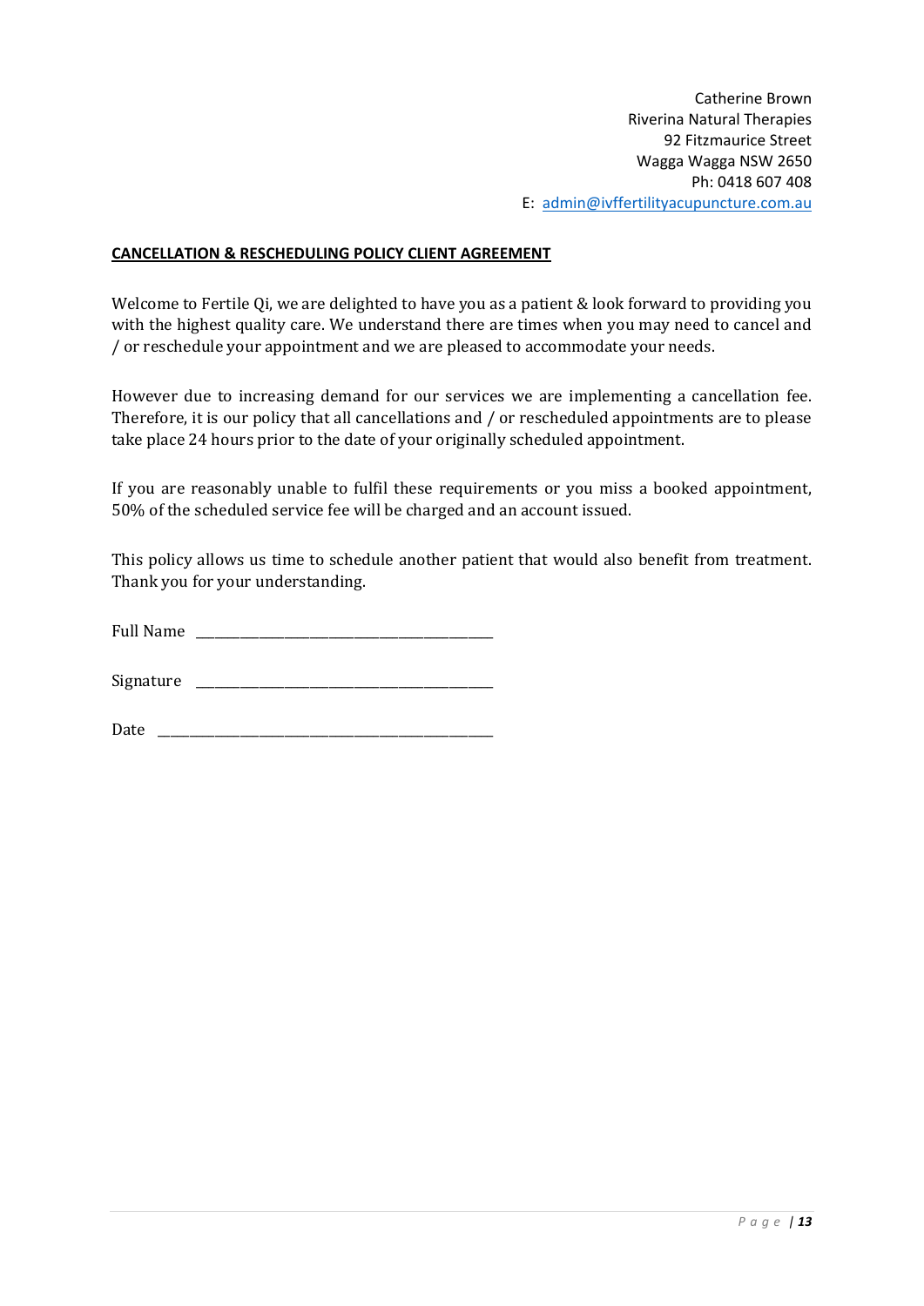Catherine Brown
Riverina Natural Therapies
92 Fitzmaurice Street
Wagga Wagga NSW 2650
Ph: 0418 607 408
E: admin@ivffertilityacupuncture.com.au

**CANCELLATION & RESCHEDULING POLICY CLIENT AGREEMENT**

Welcome to Fertile Qi, we are delighted to have you as a patient & look forward to providing you with the highest quality care. We understand there are times when you may need to cancel and / or reschedule your appointment and we are pleased to accommodate your needs.

However due to increasing demand for our services we are implementing a cancellation fee. Therefore, it is our policy that all cancellations and / or rescheduled appointments are to please take place 24 hours prior to the date of your originally scheduled appointment.

If you are reasonably unable to fulfil these requirements or you miss a booked appointment, 50% of the scheduled service fee will be charged and an account issued.

This policy allows us time to schedule another patient that would also benefit from treatment. Thank you for your understanding.

Full Name ___________________________________________

Signature ___________________________________________

Date ______________________________________________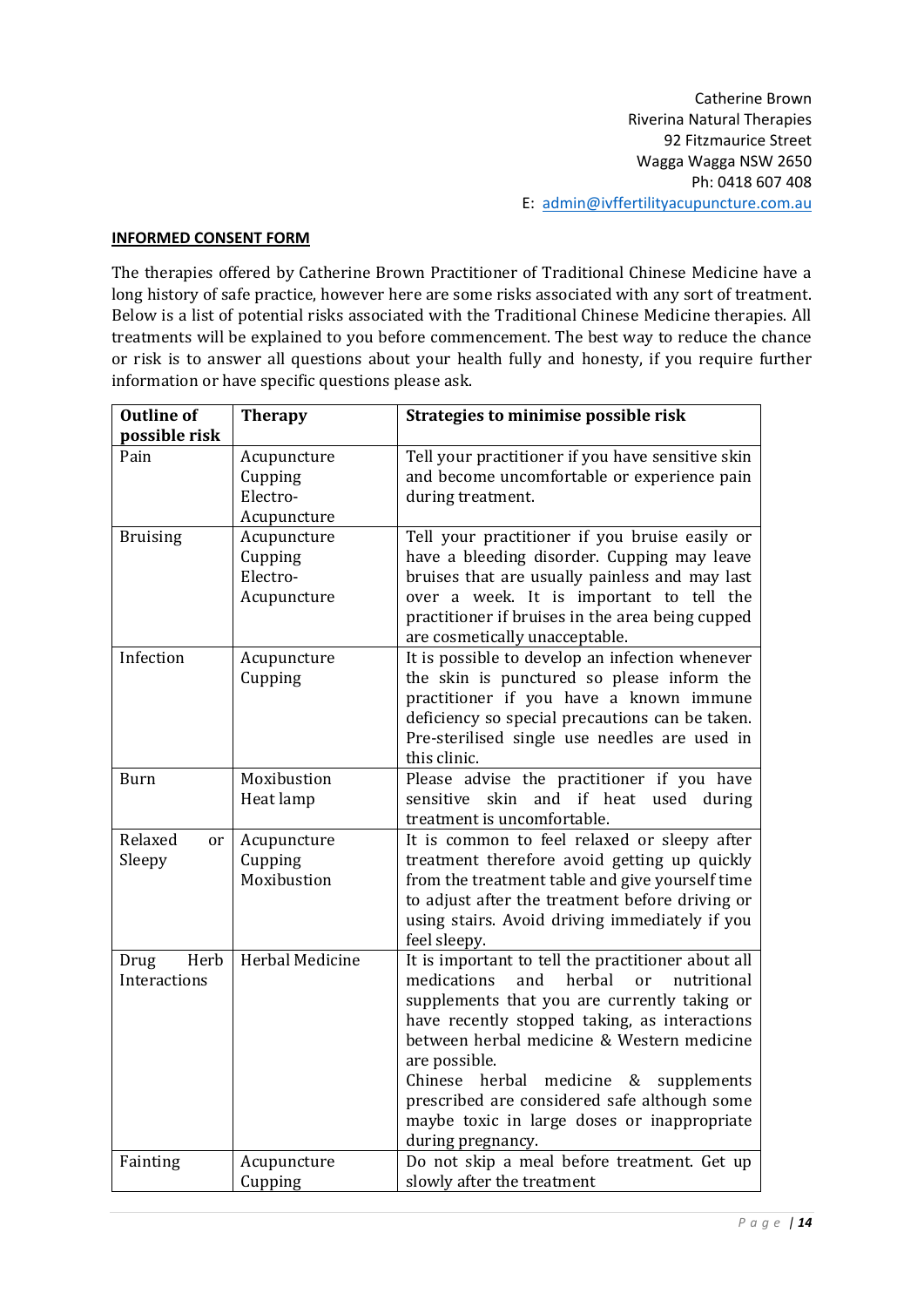Catherine Brown
Riverina Natural Therapies
92 Fitzmaurice Street
Wagga Wagga NSW 2650
Ph: 0418 607 408
E: admin@ivffertilityacupuncture.com.au

**INFORMED CONSENT FORM**

The therapies offered by Catherine Brown Practitioner of Traditional Chinese Medicine have a long history of safe practice, however here are some risks associated with any sort of treatment. Below is a list of potential risks associated with the Traditional Chinese Medicine therapies. All treatments will be explained to you before commencement. The best way to reduce the chance or risk is to answer all questions about your health fully and honesty, if you require further information or have specific questions please ask.

| Outline of possible risk | Therapy | Strategies to minimise possible risk |
|---|---|---|
| Pain | Acupuncture<br>Cupping<br>Electro-Acupuncture | Tell your practitioner if you have sensitive skin and become uncomfortable or experience pain during treatment. |
| Bruising | Acupuncture<br>Cupping<br>Electro-Acupuncture | Tell your practitioner if you bruise easily or have a bleeding disorder. Cupping may leave bruises that are usually painless and may last over a week. It is important to tell the practitioner if bruises in the area being cupped are cosmetically unacceptable. |
| Infection | Acupuncture<br>Cupping | It is possible to develop an infection whenever the skin is punctured so please inform the practitioner if you have a known immune deficiency so special precautions can be taken. Pre-sterilised single use needles are used in this clinic. |
| Burn | Moxibustion<br>Heat lamp | Please advise the practitioner if you have sensitive skin and if heat used during treatment is uncomfortable. |
| Relaxed or Sleepy | Acupuncture<br>Cupping<br>Moxibustion | It is common to feel relaxed or sleepy after treatment therefore avoid getting up quickly from the treatment table and give yourself time to adjust after the treatment before driving or using stairs. Avoid driving immediately if you feel sleepy. |
| Drug Herb Interactions | Herbal Medicine | It is important to tell the practitioner about all medications and herbal or nutritional supplements that you are currently taking or have recently stopped taking, as interactions between herbal medicine & Western medicine are possible.<br>Chinese herbal medicine & supplements prescribed are considered safe although some maybe toxic in large doses or inappropriate during pregnancy. |
| Fainting | Acupuncture<br>Cupping | Do not skip a meal before treatment. Get up slowly after the treatment |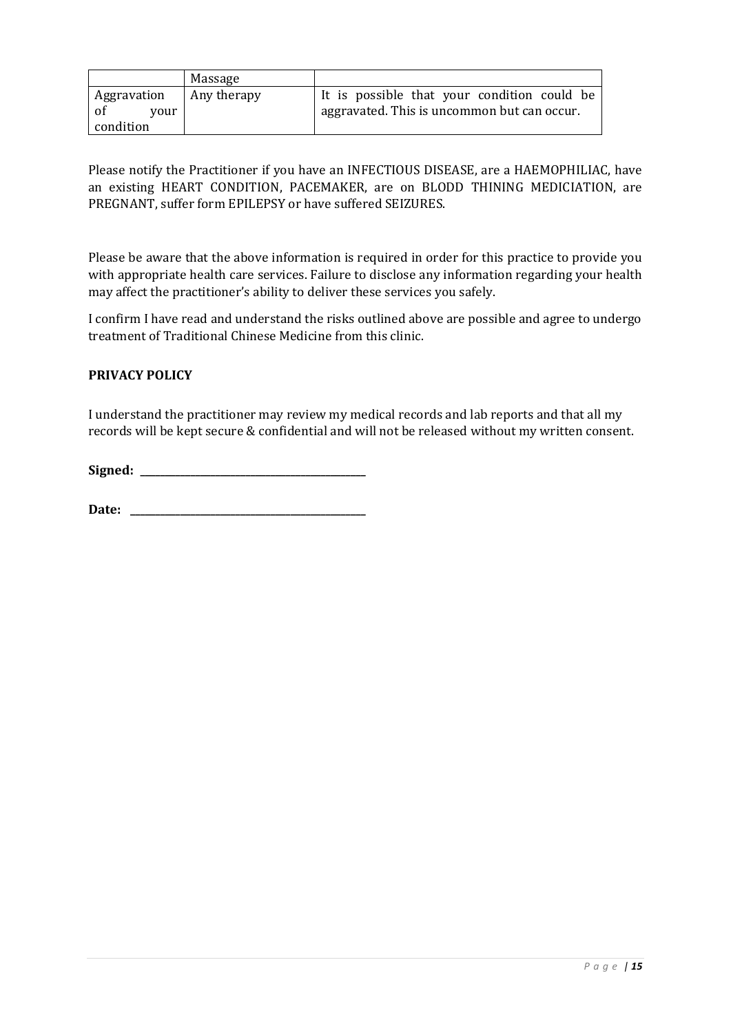| | | |
|---|---|---|
| | Massage | |
| Aggravation of your condition | Any therapy | It is possible that your condition could be aggravated. This is uncommon but can occur. |

Please notify the Practitioner if you have an INFECTIOUS DISEASE, are a HAEMOPHILIAC, have an existing HEART CONDITION, PACEMAKER, are on BLODD THINING MEDICIATION, are PREGNANT, suffer form EPILEPSY or have suffered SEIZURES.

Please be aware that the above information is required in order for this practice to provide you with appropriate health care services. Failure to disclose any information regarding your health may affect the practitioner's ability to deliver these services you safely.

I confirm I have read and understand the risks outlined above are possible and agree to undergo treatment of Traditional Chinese Medicine from this clinic.

**PRIVACY POLICY**

I understand the practitioner may review my medical records and lab reports and that all my records will be kept secure & confidential and will not be released without my written consent.

**Signed:** ________________________________

**Date:** ________________________________